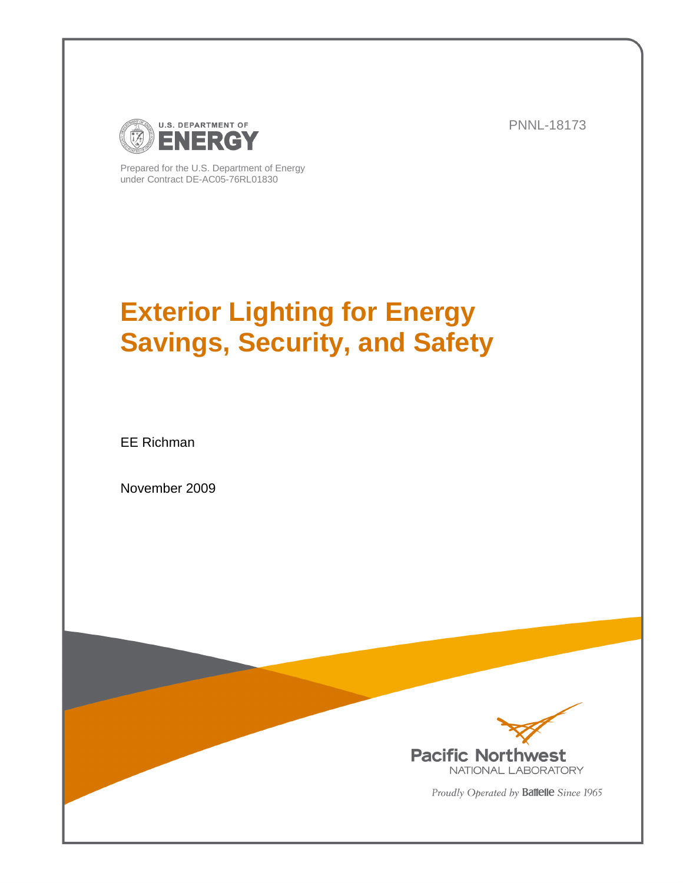U.S. DEPARTMENT OF ENERGY

PNNL-18173

Prepared for the U.S. Department of Energy
under Contract DE-AC05-76RL01830

# Exterior Lighting for Energy Savings, Security, and Safety

EE Richman

November 2009

Pacific Northwest NATIONAL LABORATORY

*Proudly Operated by* Battelle *Since 1965*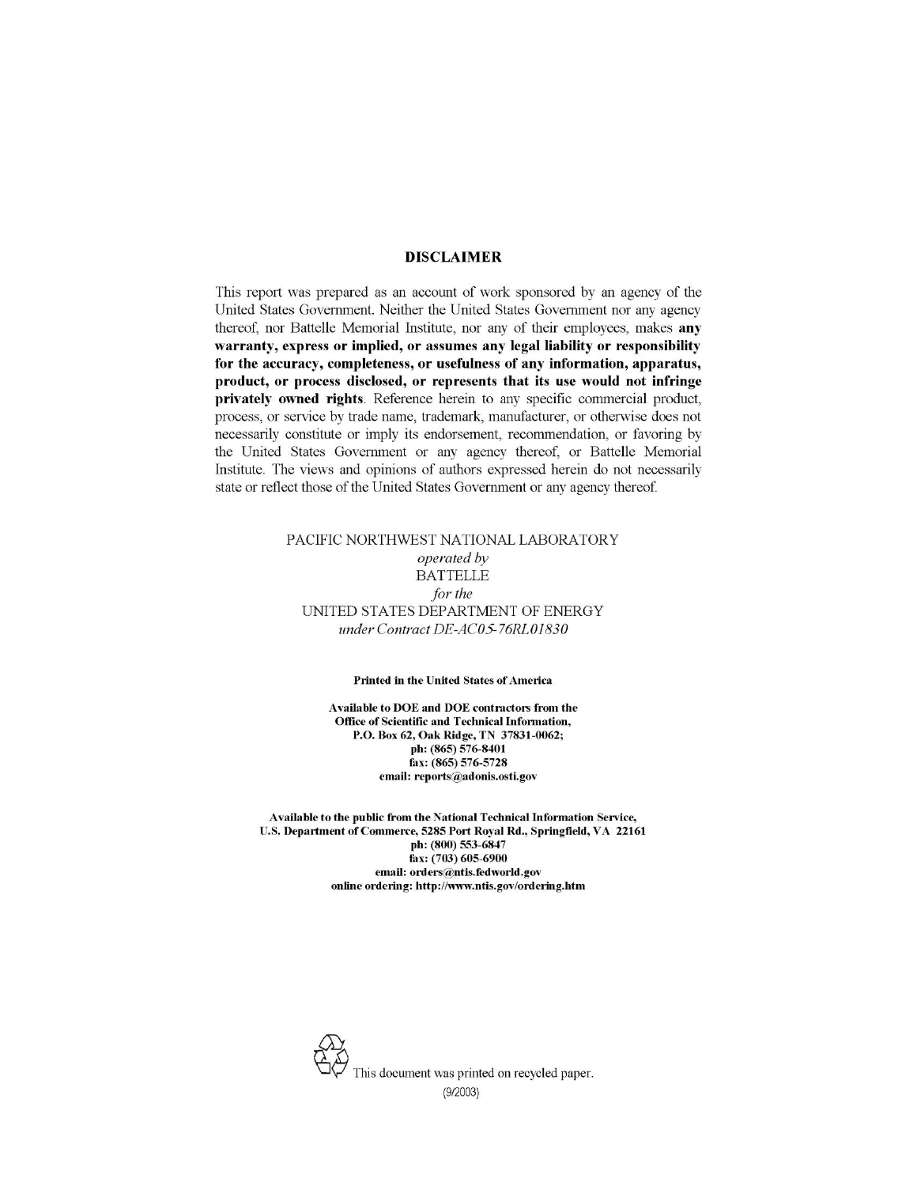## DISCLAIMER

This report was prepared as an account of work sponsored by an agency of the United States Government. Neither the United States Government nor any agency thereof, nor Battelle Memorial Institute, nor any of their employees, makes **any warranty, express or implied, or assumes any legal liability or responsibility for the accuracy, completeness, or usefulness of any information, apparatus, product, or process disclosed, or represents that its use would not infringe privately owned rights**. Reference herein to any specific commercial product, process, or service by trade name, trademark, manufacturer, or otherwise does not necessarily constitute or imply its endorsement, recommendation, or favoring by the United States Government or any agency thereof, or Battelle Memorial Institute. The views and opinions of authors expressed herein do not necessarily state or reflect those of the United States Government or any agency thereof.

PACIFIC NORTHWEST NATIONAL LABORATORY
*operated by*
BATTELLE
*for the*
UNITED STATES DEPARTMENT OF ENERGY
*under Contract DE-AC05-76RL01830*

**Printed in the United States of America**

**Available to DOE and DOE contractors from the**
**Office of Scientific and Technical Information,**
**P.O. Box 62, Oak Ridge, TN 37831-0062;**
**ph: (865) 576-8401**
**fax: (865) 576-5728**
**email: reports@adonis.osti.gov**

**Available to the public from the National Technical Information Service,**
**U.S. Department of Commerce, 5285 Port Royal Rd., Springfield, VA 22161**
**ph: (800) 553-6847**
**fax: (703) 605-6900**
**email: orders@ntis.fedworld.gov**
**online ordering: http://www.ntis.gov/ordering.htm**

This document was printed on recycled paper.
(9/2003)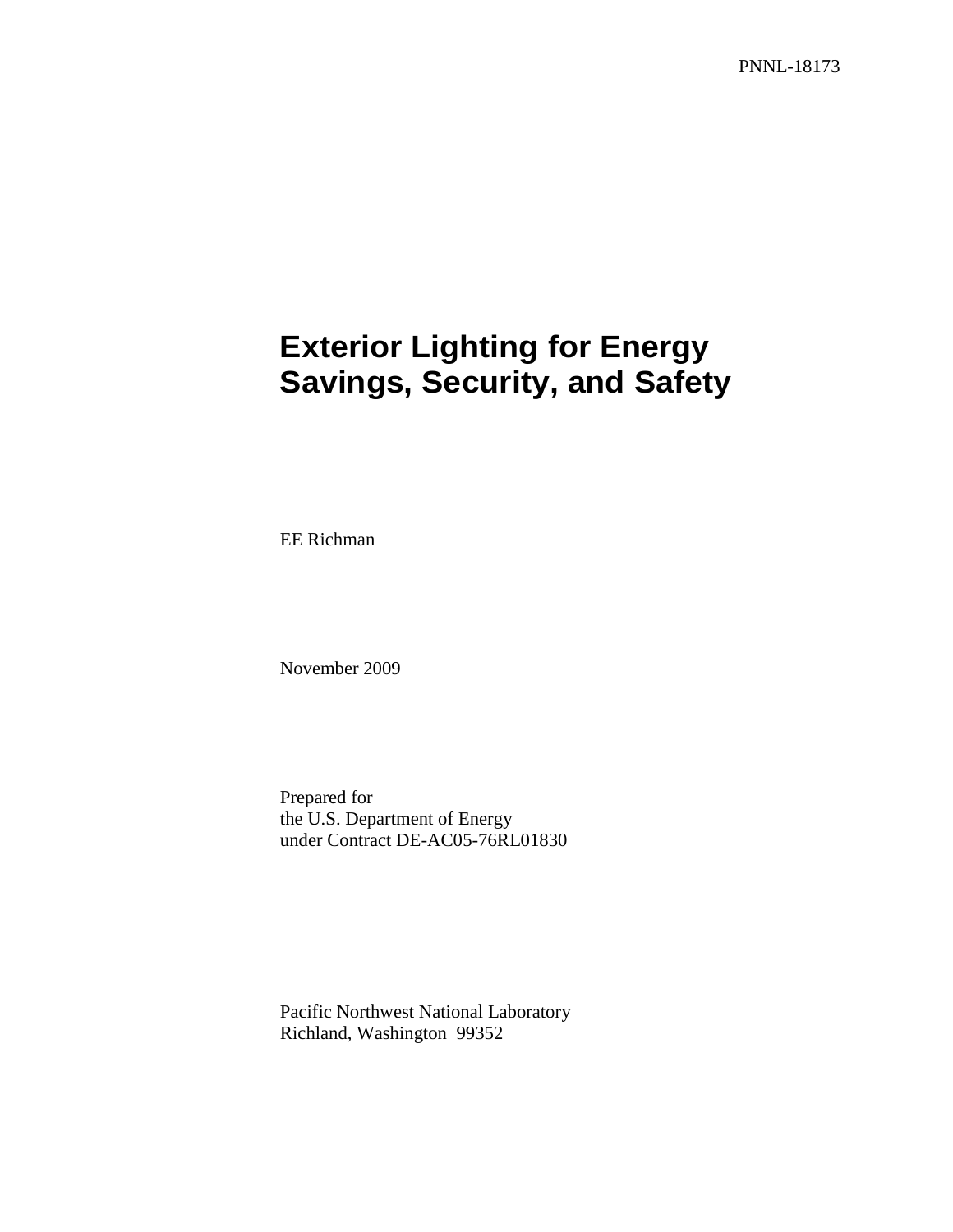PNNL-18173

# Exterior Lighting for Energy Savings, Security, and Safety

EE Richman

November 2009

Prepared for
the U.S. Department of Energy
under Contract DE-AC05-76RL01830

Pacific Northwest National Laboratory
Richland, Washington 99352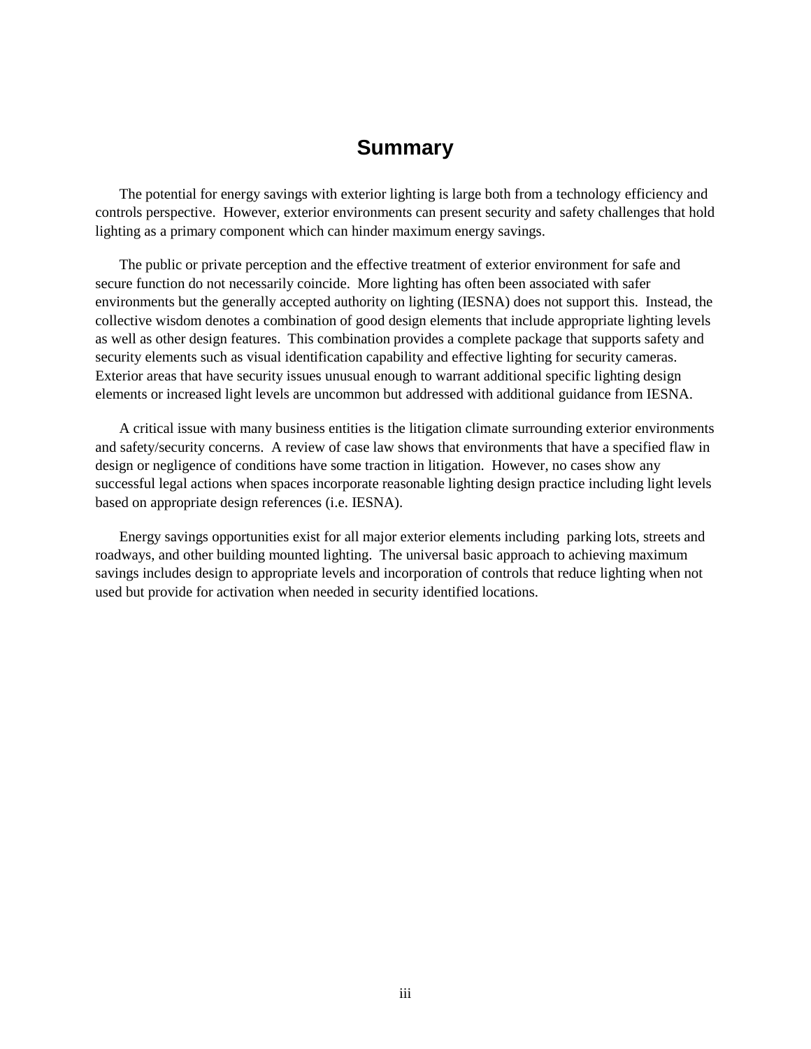# Summary

The potential for energy savings with exterior lighting is large both from a technology efficiency and controls perspective. However, exterior environments can present security and safety challenges that hold lighting as a primary component which can hinder maximum energy savings.

The public or private perception and the effective treatment of exterior environment for safe and secure function do not necessarily coincide. More lighting has often been associated with safer environments but the generally accepted authority on lighting (IESNA) does not support this. Instead, the collective wisdom denotes a combination of good design elements that include appropriate lighting levels as well as other design features. This combination provides a complete package that supports safety and security elements such as visual identification capability and effective lighting for security cameras. Exterior areas that have security issues unusual enough to warrant additional specific lighting design elements or increased light levels are uncommon but addressed with additional guidance from IESNA.

A critical issue with many business entities is the litigation climate surrounding exterior environments and safety/security concerns. A review of case law shows that environments that have a specified flaw in design or negligence of conditions have some traction in litigation. However, no cases show any successful legal actions when spaces incorporate reasonable lighting design practice including light levels based on appropriate design references (i.e. IESNA).

Energy savings opportunities exist for all major exterior elements including parking lots, streets and roadways, and other building mounted lighting. The universal basic approach to achieving maximum savings includes design to appropriate levels and incorporation of controls that reduce lighting when not used but provide for activation when needed in security identified locations.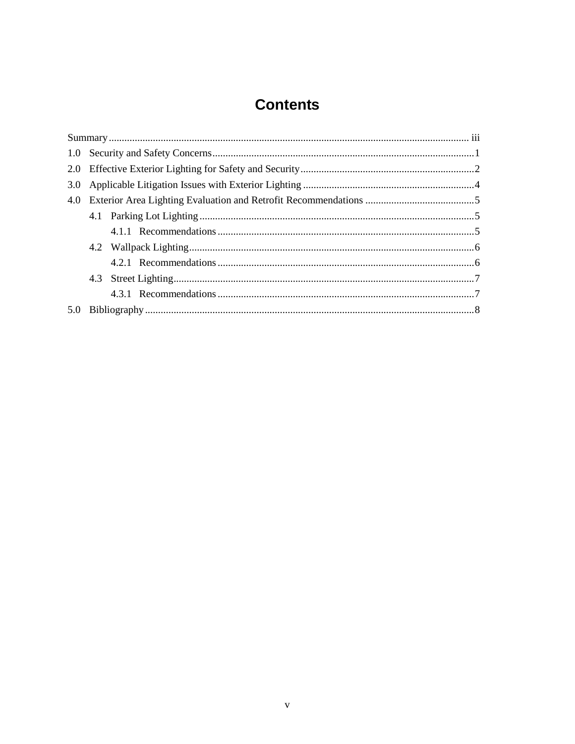# Contents

Summary ........................................................................................................................................ iii

1.0 Security and Safety Concerns ..................................................................................................1

2.0 Effective Exterior Lighting for Safety and Security ..................................................................2

3.0 Applicable Litigation Issues with Exterior Lighting .................................................................4

4.0 Exterior Area Lighting Evaluation and Retrofit Recommendations .........................................5

  4.1 Parking Lot Lighting .........................................................................................................5

    4.1.1 Recommendations ..................................................................................................5

  4.2 Wallpack Lighting .............................................................................................................6

    4.2.1 Recommendations ..................................................................................................6

  4.3 Street Lighting ...................................................................................................................7

    4.3.1 Recommendations ..................................................................................................7

5.0 Bibliography .............................................................................................................................8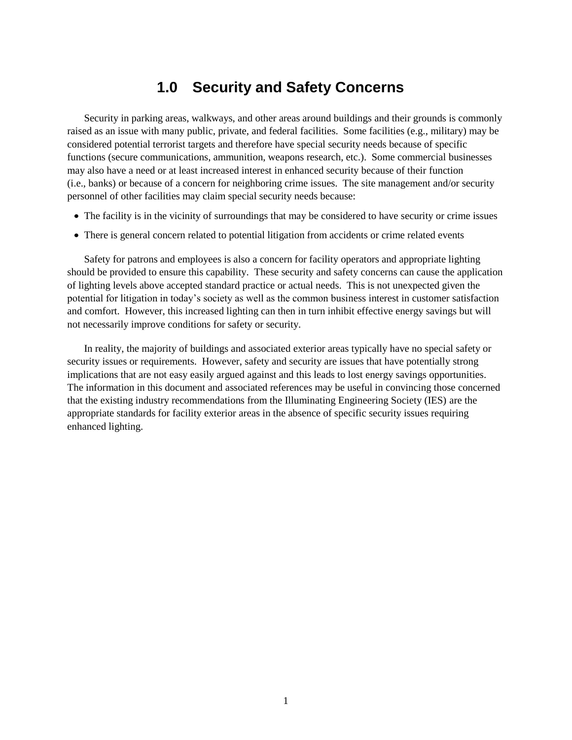# 1.0 Security and Safety Concerns

Security in parking areas, walkways, and other areas around buildings and their grounds is commonly raised as an issue with many public, private, and federal facilities. Some facilities (e.g., military) may be considered potential terrorist targets and therefore have special security needs because of specific functions (secure communications, ammunition, weapons research, etc.). Some commercial businesses may also have a need or at least increased interest in enhanced security because of their function (i.e., banks) or because of a concern for neighboring crime issues. The site management and/or security personnel of other facilities may claim special security needs because:

- The facility is in the vicinity of surroundings that may be considered to have security or crime issues
- There is general concern related to potential litigation from accidents or crime related events

Safety for patrons and employees is also a concern for facility operators and appropriate lighting should be provided to ensure this capability. These security and safety concerns can cause the application of lighting levels above accepted standard practice or actual needs. This is not unexpected given the potential for litigation in today's society as well as the common business interest in customer satisfaction and comfort. However, this increased lighting can then in turn inhibit effective energy savings but will not necessarily improve conditions for safety or security.

In reality, the majority of buildings and associated exterior areas typically have no special safety or security issues or requirements. However, safety and security are issues that have potentially strong implications that are not easy easily argued against and this leads to lost energy savings opportunities. The information in this document and associated references may be useful in convincing those concerned that the existing industry recommendations from the Illuminating Engineering Society (IES) are the appropriate standards for facility exterior areas in the absence of specific security issues requiring enhanced lighting.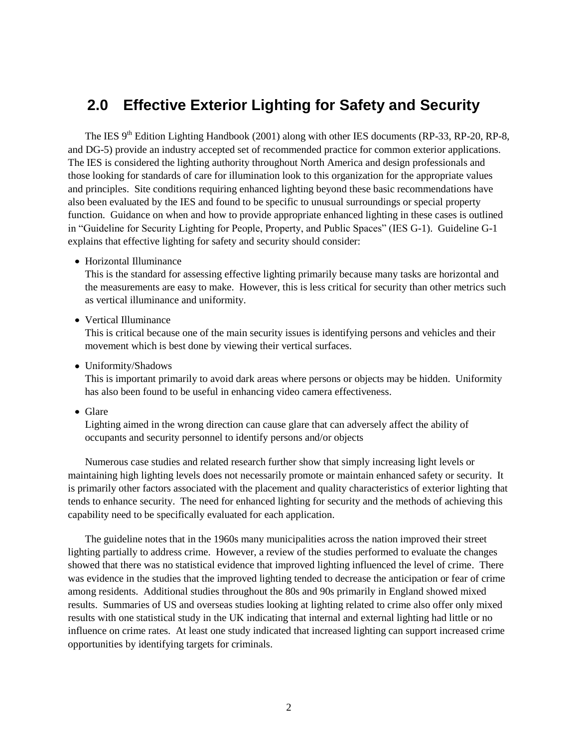## 2.0 Effective Exterior Lighting for Safety and Security

The IES 9th Edition Lighting Handbook (2001) along with other IES documents (RP-33, RP-20, RP-8, and DG-5) provide an industry accepted set of recommended practice for common exterior applications. The IES is considered the lighting authority throughout North America and design professionals and those looking for standards of care for illumination look to this organization for the appropriate values and principles. Site conditions requiring enhanced lighting beyond these basic recommendations have also been evaluated by the IES and found to be specific to unusual surroundings or special property function. Guidance on when and how to provide appropriate enhanced lighting in these cases is outlined in "Guideline for Security Lighting for People, Property, and Public Spaces" (IES G-1). Guideline G-1 explains that effective lighting for safety and security should consider:

- Horizontal Illuminance
  This is the standard for assessing effective lighting primarily because many tasks are horizontal and the measurements are easy to make. However, this is less critical for security than other metrics such as vertical illuminance and uniformity.

- Vertical Illuminance
  This is critical because one of the main security issues is identifying persons and vehicles and their movement which is best done by viewing their vertical surfaces.

- Uniformity/Shadows
  This is important primarily to avoid dark areas where persons or objects may be hidden. Uniformity has also been found to be useful in enhancing video camera effectiveness.

- Glare
  Lighting aimed in the wrong direction can cause glare that can adversely affect the ability of occupants and security personnel to identify persons and/or objects

Numerous case studies and related research further show that simply increasing light levels or maintaining high lighting levels does not necessarily promote or maintain enhanced safety or security. It is primarily other factors associated with the placement and quality characteristics of exterior lighting that tends to enhance security. The need for enhanced lighting for security and the methods of achieving this capability need to be specifically evaluated for each application.

The guideline notes that in the 1960s many municipalities across the nation improved their street lighting partially to address crime. However, a review of the studies performed to evaluate the changes showed that there was no statistical evidence that improved lighting influenced the level of crime. There was evidence in the studies that the improved lighting tended to decrease the anticipation or fear of crime among residents. Additional studies throughout the 80s and 90s primarily in England showed mixed results. Summaries of US and overseas studies looking at lighting related to crime also offer only mixed results with one statistical study in the UK indicating that internal and external lighting had little or no influence on crime rates. At least one study indicated that increased lighting can support increased crime opportunities by identifying targets for criminals.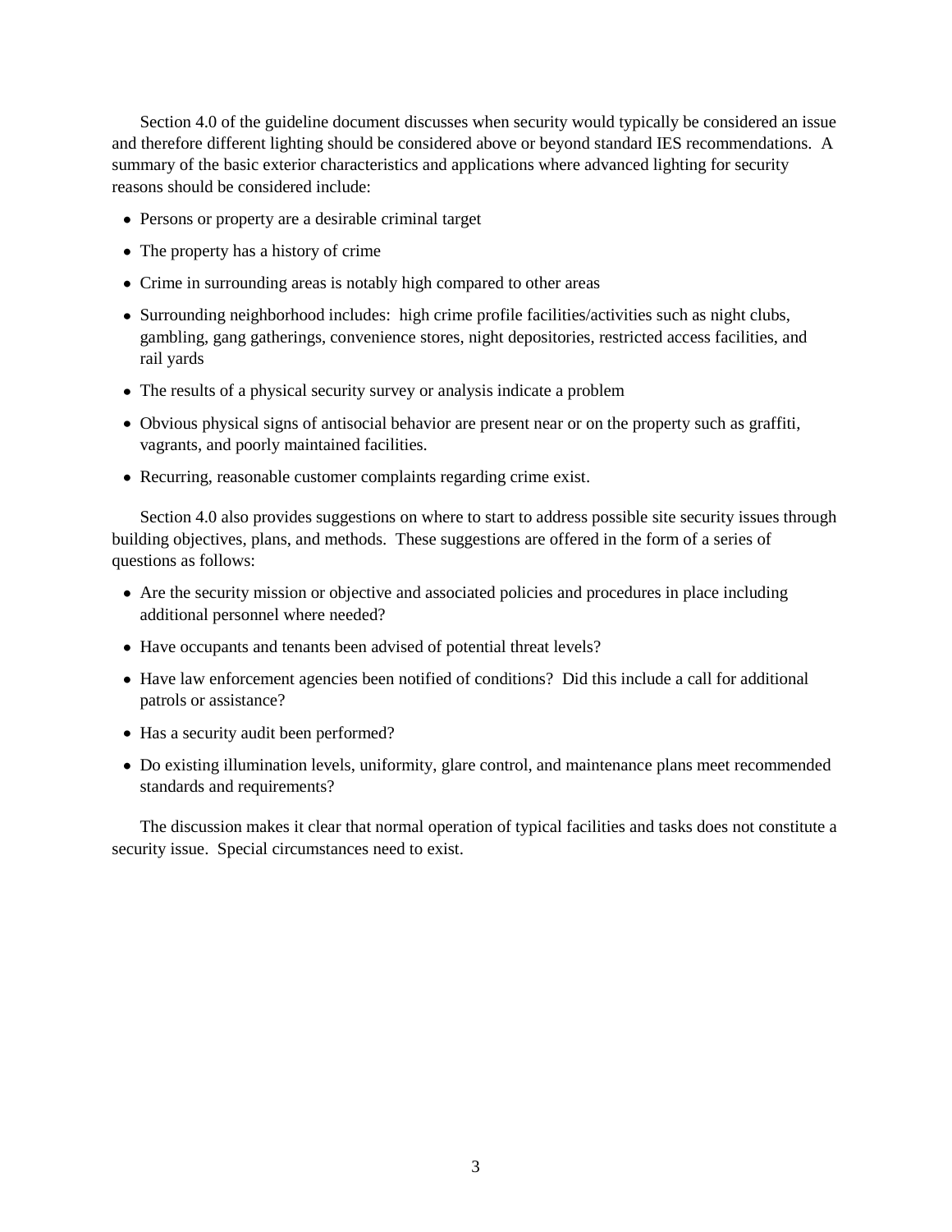Section 4.0 of the guideline document discusses when security would typically be considered an issue and therefore different lighting should be considered above or beyond standard IES recommendations. A summary of the basic exterior characteristics and applications where advanced lighting for security reasons should be considered include:

- Persons or property are a desirable criminal target
- The property has a history of crime
- Crime in surrounding areas is notably high compared to other areas
- Surrounding neighborhood includes: high crime profile facilities/activities such as night clubs, gambling, gang gatherings, convenience stores, night depositories, restricted access facilities, and rail yards
- The results of a physical security survey or analysis indicate a problem
- Obvious physical signs of antisocial behavior are present near or on the property such as graffiti, vagrants, and poorly maintained facilities.
- Recurring, reasonable customer complaints regarding crime exist.

Section 4.0 also provides suggestions on where to start to address possible site security issues through building objectives, plans, and methods. These suggestions are offered in the form of a series of questions as follows:

- Are the security mission or objective and associated policies and procedures in place including additional personnel where needed?
- Have occupants and tenants been advised of potential threat levels?
- Have law enforcement agencies been notified of conditions? Did this include a call for additional patrols or assistance?
- Has a security audit been performed?
- Do existing illumination levels, uniformity, glare control, and maintenance plans meet recommended standards and requirements?

The discussion makes it clear that normal operation of typical facilities and tasks does not constitute a security issue. Special circumstances need to exist.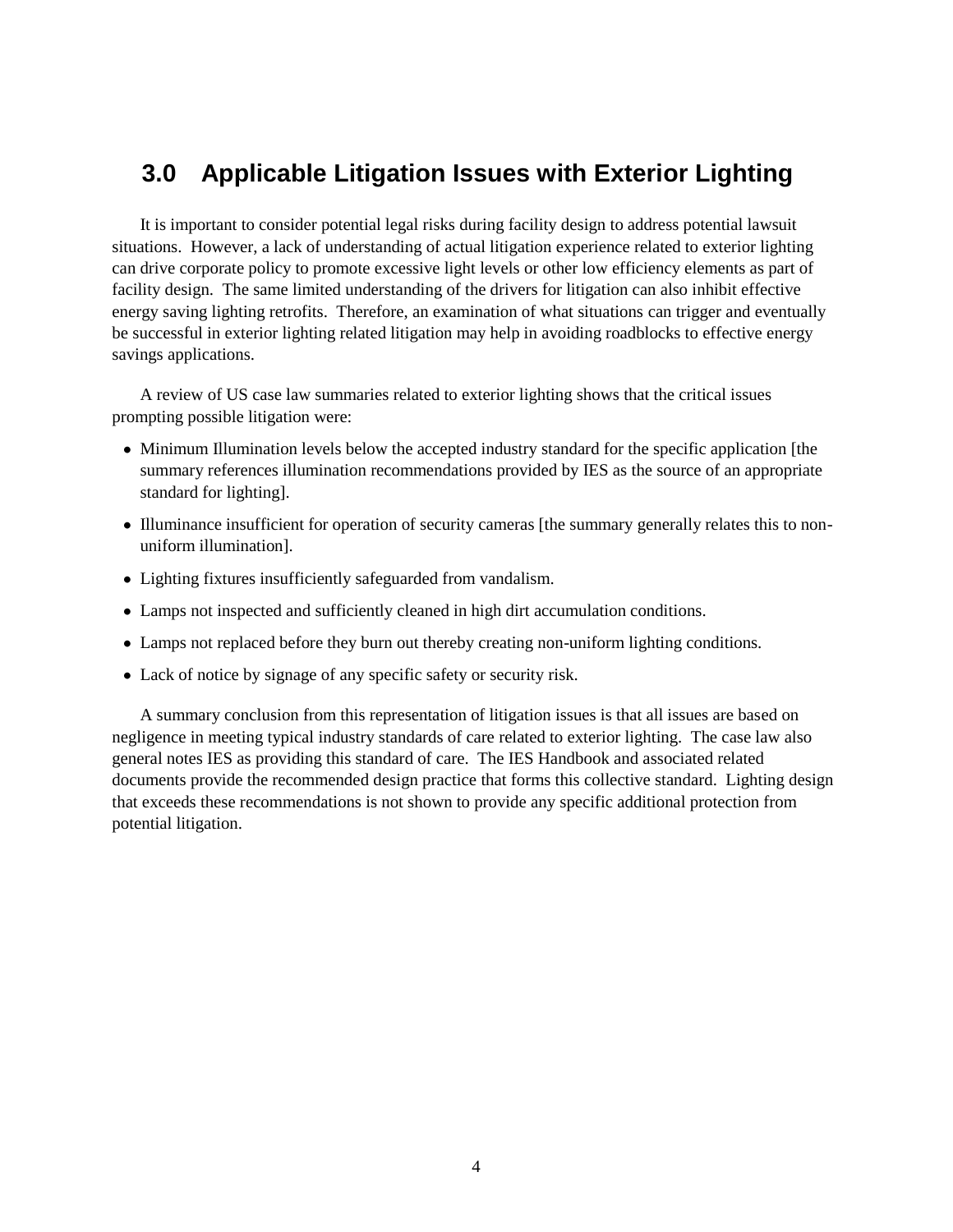# 3.0 Applicable Litigation Issues with Exterior Lighting

It is important to consider potential legal risks during facility design to address potential lawsuit situations. However, a lack of understanding of actual litigation experience related to exterior lighting can drive corporate policy to promote excessive light levels or other low efficiency elements as part of facility design. The same limited understanding of the drivers for litigation can also inhibit effective energy saving lighting retrofits. Therefore, an examination of what situations can trigger and eventually be successful in exterior lighting related litigation may help in avoiding roadblocks to effective energy savings applications.

A review of US case law summaries related to exterior lighting shows that the critical issues prompting possible litigation were:

- Minimum Illumination levels below the accepted industry standard for the specific application [the summary references illumination recommendations provided by IES as the source of an appropriate standard for lighting].
- Illuminance insufficient for operation of security cameras [the summary generally relates this to non-uniform illumination].
- Lighting fixtures insufficiently safeguarded from vandalism.
- Lamps not inspected and sufficiently cleaned in high dirt accumulation conditions.
- Lamps not replaced before they burn out thereby creating non-uniform lighting conditions.
- Lack of notice by signage of any specific safety or security risk.

A summary conclusion from this representation of litigation issues is that all issues are based on negligence in meeting typical industry standards of care related to exterior lighting. The case law also general notes IES as providing this standard of care. The IES Handbook and associated related documents provide the recommended design practice that forms this collective standard. Lighting design that exceeds these recommendations is not shown to provide any specific additional protection from potential litigation.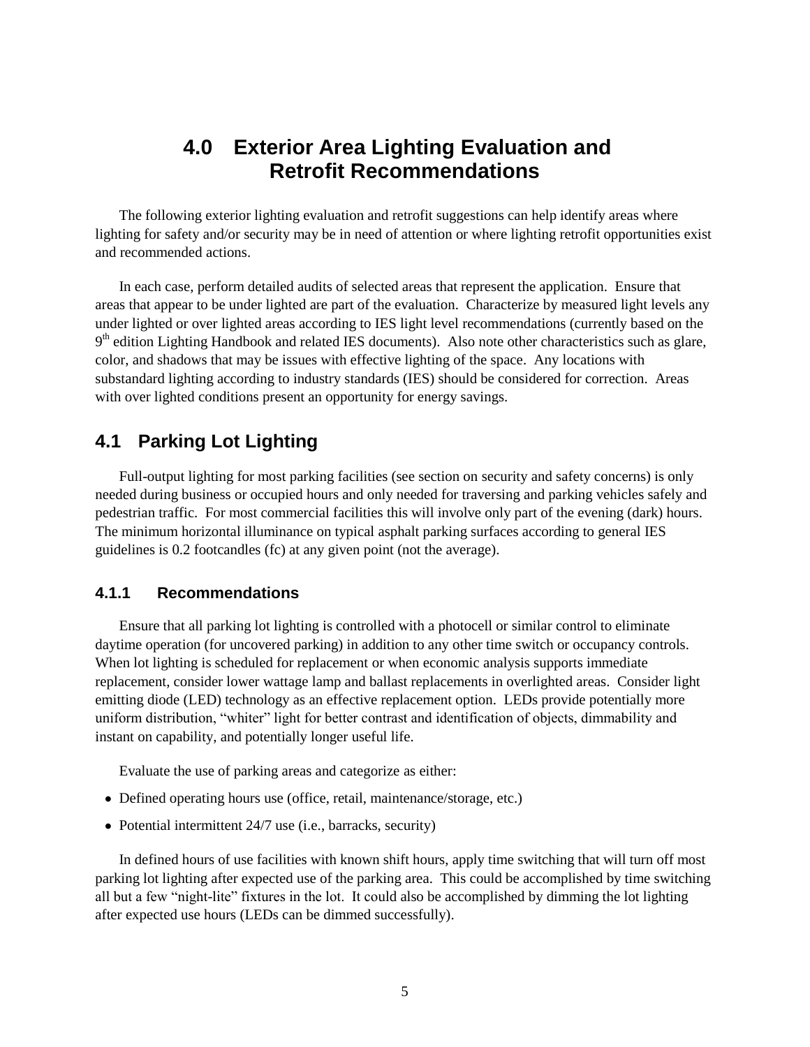# 4.0 Exterior Area Lighting Evaluation and Retrofit Recommendations

The following exterior lighting evaluation and retrofit suggestions can help identify areas where lighting for safety and/or security may be in need of attention or where lighting retrofit opportunities exist and recommended actions.

In each case, perform detailed audits of selected areas that represent the application. Ensure that areas that appear to be under lighted are part of the evaluation. Characterize by measured light levels any under lighted or over lighted areas according to IES light level recommendations (currently based on the 9th edition Lighting Handbook and related IES documents). Also note other characteristics such as glare, color, and shadows that may be issues with effective lighting of the space. Any locations with substandard lighting according to industry standards (IES) should be considered for correction. Areas with over lighted conditions present an opportunity for energy savings.

## 4.1 Parking Lot Lighting

Full-output lighting for most parking facilities (see section on security and safety concerns) is only needed during business or occupied hours and only needed for traversing and parking vehicles safely and pedestrian traffic. For most commercial facilities this will involve only part of the evening (dark) hours. The minimum horizontal illuminance on typical asphalt parking surfaces according to general IES guidelines is 0.2 footcandles (fc) at any given point (not the average).

### 4.1.1 Recommendations

Ensure that all parking lot lighting is controlled with a photocell or similar control to eliminate daytime operation (for uncovered parking) in addition to any other time switch or occupancy controls. When lot lighting is scheduled for replacement or when economic analysis supports immediate replacement, consider lower wattage lamp and ballast replacements in overlighted areas. Consider light emitting diode (LED) technology as an effective replacement option. LEDs provide potentially more uniform distribution, "whiter" light for better contrast and identification of objects, dimmability and instant on capability, and potentially longer useful life.

Evaluate the use of parking areas and categorize as either:

- Defined operating hours use (office, retail, maintenance/storage, etc.)
- Potential intermittent 24/7 use (i.e., barracks, security)

In defined hours of use facilities with known shift hours, apply time switching that will turn off most parking lot lighting after expected use of the parking area. This could be accomplished by time switching all but a few "night-lite" fixtures in the lot. It could also be accomplished by dimming the lot lighting after expected use hours (LEDs can be dimmed successfully).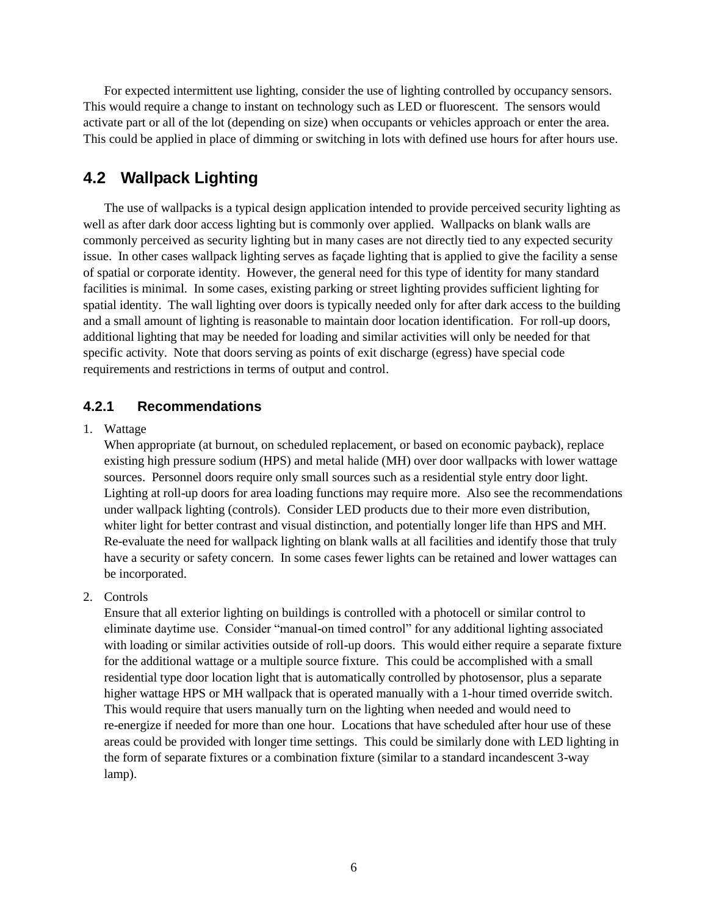For expected intermittent use lighting, consider the use of lighting controlled by occupancy sensors. This would require a change to instant on technology such as LED or fluorescent. The sensors would activate part or all of the lot (depending on size) when occupants or vehicles approach or enter the area. This could be applied in place of dimming or switching in lots with defined use hours for after hours use.

## 4.2 Wallpack Lighting

The use of wallpacks is a typical design application intended to provide perceived security lighting as well as after dark door access lighting but is commonly over applied. Wallpacks on blank walls are commonly perceived as security lighting but in many cases are not directly tied to any expected security issue. In other cases wallpack lighting serves as façade lighting that is applied to give the facility a sense of spatial or corporate identity. However, the general need for this type of identity for many standard facilities is minimal. In some cases, existing parking or street lighting provides sufficient lighting for spatial identity. The wall lighting over doors is typically needed only for after dark access to the building and a small amount of lighting is reasonable to maintain door location identification. For roll-up doors, additional lighting that may be needed for loading and similar activities will only be needed for that specific activity. Note that doors serving as points of exit discharge (egress) have special code requirements and restrictions in terms of output and control.

### 4.2.1 Recommendations

1. Wattage
   When appropriate (at burnout, on scheduled replacement, or based on economic payback), replace existing high pressure sodium (HPS) and metal halide (MH) over door wallpacks with lower wattage sources. Personnel doors require only small sources such as a residential style entry door light. Lighting at roll-up doors for area loading functions may require more. Also see the recommendations under wallpack lighting (controls). Consider LED products due to their more even distribution, whiter light for better contrast and visual distinction, and potentially longer life than HPS and MH. Re-evaluate the need for wallpack lighting on blank walls at all facilities and identify those that truly have a security or safety concern. In some cases fewer lights can be retained and lower wattages can be incorporated.

2. Controls
   Ensure that all exterior lighting on buildings is controlled with a photocell or similar control to eliminate daytime use. Consider "manual-on timed control" for any additional lighting associated with loading or similar activities outside of roll-up doors. This would either require a separate fixture for the additional wattage or a multiple source fixture. This could be accomplished with a small residential type door location light that is automatically controlled by photosensor, plus a separate higher wattage HPS or MH wallpack that is operated manually with a 1-hour timed override switch. This would require that users manually turn on the lighting when needed and would need to re-energize if needed for more than one hour. Locations that have scheduled after hour use of these areas could be provided with longer time settings. This could be similarly done with LED lighting in the form of separate fixtures or a combination fixture (similar to a standard incandescent 3-way lamp).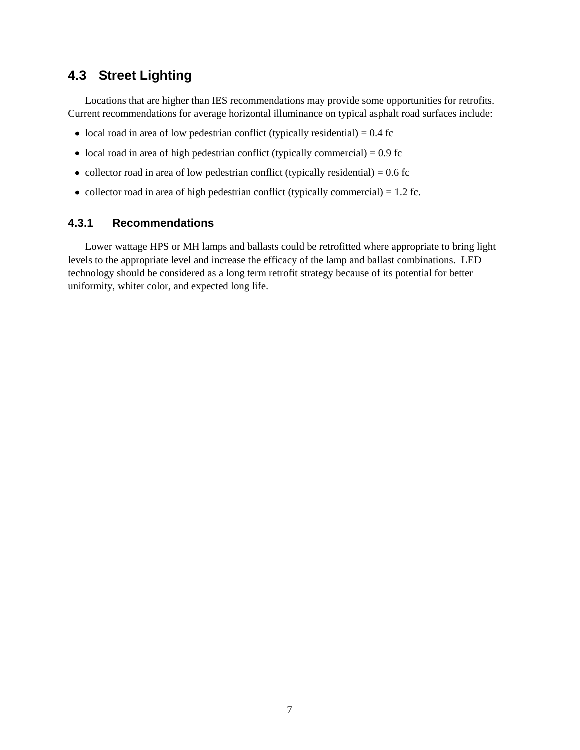## 4.3 Street Lighting

Locations that are higher than IES recommendations may provide some opportunities for retrofits. Current recommendations for average horizontal illuminance on typical asphalt road surfaces include:

- local road in area of low pedestrian conflict (typically residential) = 0.4 fc
- local road in area of high pedestrian conflict (typically commercial) = 0.9 fc
- collector road in area of low pedestrian conflict (typically residential) = 0.6 fc
- collector road in area of high pedestrian conflict (typically commercial) = 1.2 fc.

### 4.3.1 Recommendations

Lower wattage HPS or MH lamps and ballasts could be retrofitted where appropriate to bring light levels to the appropriate level and increase the efficacy of the lamp and ballast combinations. LED technology should be considered as a long term retrofit strategy because of its potential for better uniformity, whiter color, and expected long life.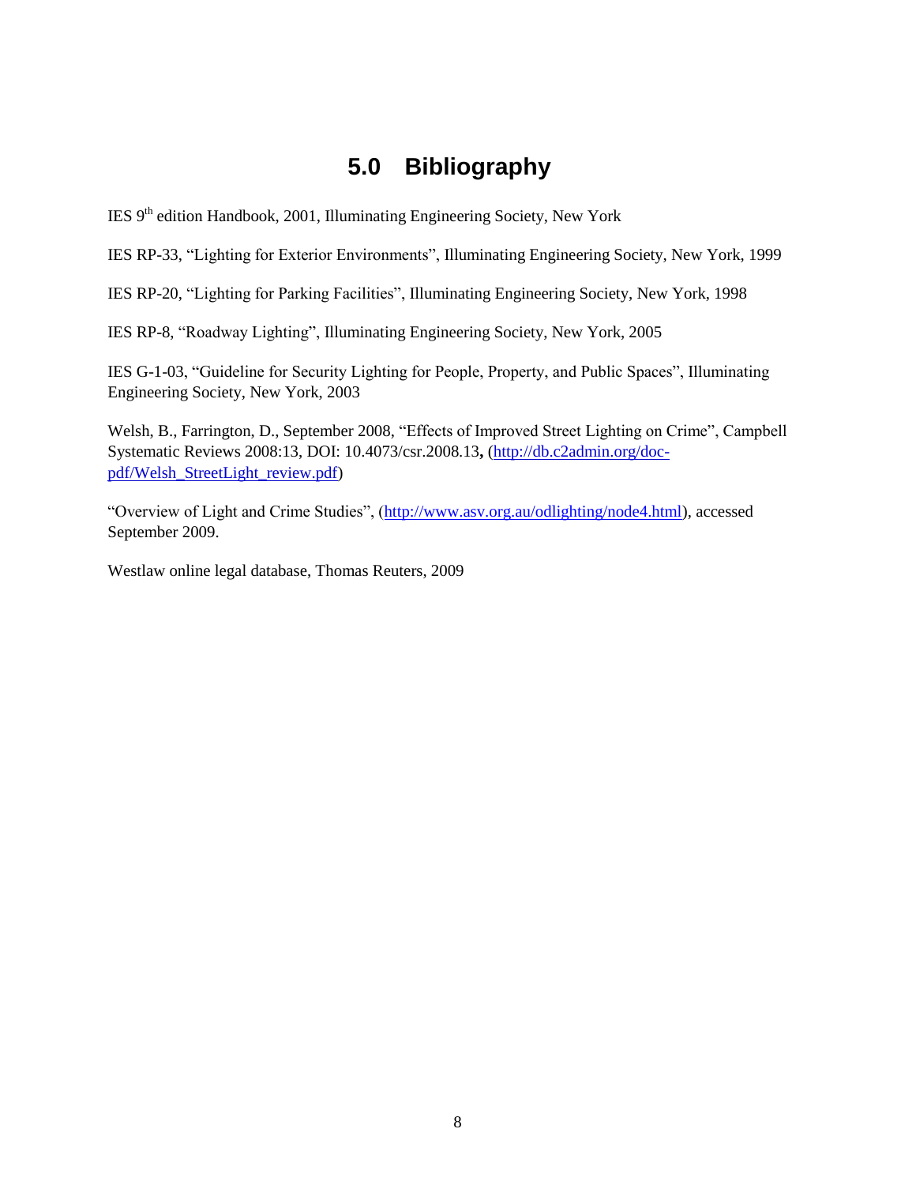# 5.0 Bibliography

IES 9th edition Handbook, 2001, Illuminating Engineering Society, New York

IES RP-33, "Lighting for Exterior Environments", Illuminating Engineering Society, New York, 1999

IES RP-20, "Lighting for Parking Facilities", Illuminating Engineering Society, New York, 1998

IES RP-8, "Roadway Lighting", Illuminating Engineering Society, New York, 2005

IES G-1-03, "Guideline for Security Lighting for People, Property, and Public Spaces", Illuminating Engineering Society, New York, 2003

Welsh, B., Farrington, D., September 2008, "Effects of Improved Street Lighting on Crime", Campbell Systematic Reviews 2008:13, DOI: 10.4073/csr.2008.13, (http://db.c2admin.org/doc-pdf/Welsh_StreetLight_review.pdf)

"Overview of Light and Crime Studies", (http://www.asv.org.au/odlighting/node4.html), accessed September 2009.

Westlaw online legal database, Thomas Reuters, 2009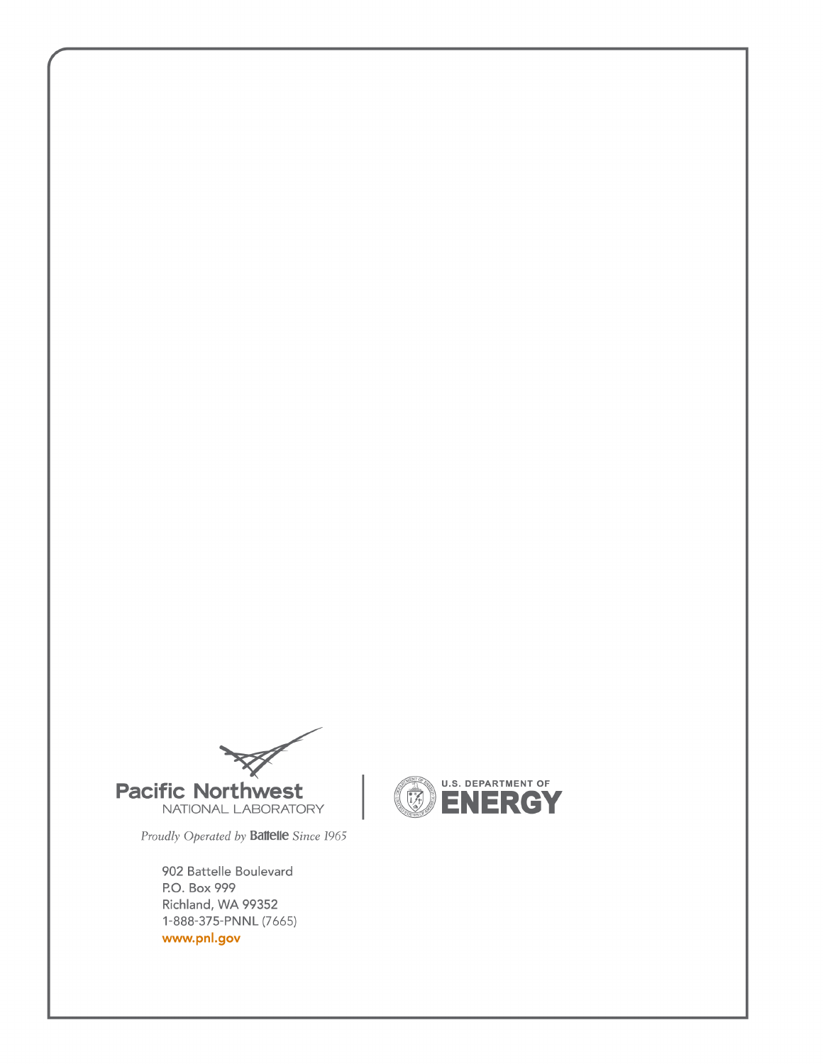Pacific Northwest
NATIONAL LABORATORY

*Proudly Operated by* **Battelle** *Since 1965*

U.S. DEPARTMENT OF
ENERGY

902 Battelle Boulevard
P.O. Box 999
Richland, WA 99352
1-888-375-PNNL (7665)
www.pnl.gov